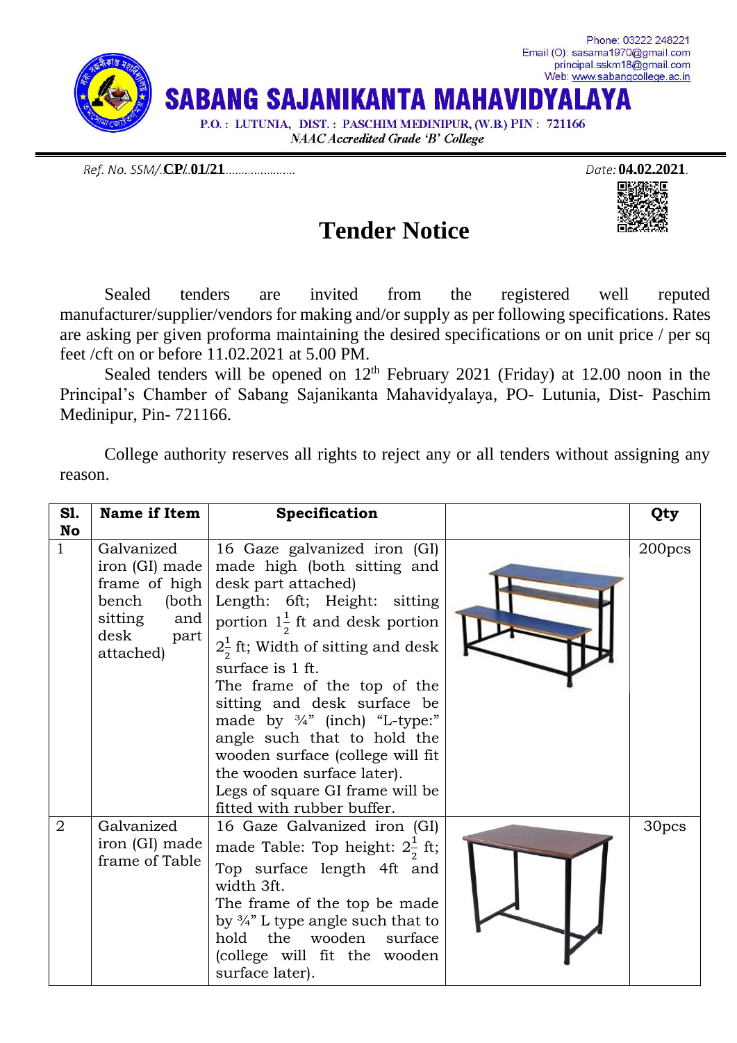Phone: 03222 248221
Email (O): sasama1970@gmail.com
principal.sskm18@gmail.com
Web: www.sabangcollege.ac.in

# SABANG SAJANIKANTA MAHAVIDYALAYA

P.O. : LUTUNIA, DIST. : PASCHIM MEDINIPUR, (W.B.) PIN : 721166

*NAAC Accredited Grade 'B' College*

Ref. No. SSM/.**CP/.01/21**.....................

Date: **04.02.2021**.

## Tender Notice

Sealed tenders are invited from the registered well reputed manufacturer/supplier/vendors for making and/or supply as per following specifications. Rates are asking per given proforma maintaining the desired specifications or on unit price / per sq feet /cft on or before 11.02.2021 at 5.00 PM.

Sealed tenders will be opened on 12th February 2021 (Friday) at 12.00 noon in the Principal's Chamber of Sabang Sajanikanta Mahavidyalaya, PO- Lutunia, Dist- Paschim Medinipur, Pin- 721166.

College authority reserves all rights to reject any or all tenders without assigning any reason.

| Sl. No | Name if Item | Specification | | Qty |
|---|---|---|---|---|
| 1 | Galvanized iron (GI) made frame of high bench (both sitting and desk part attached) | 16 Gaze galvanized iron (GI) made high (both sitting and desk part attached) Length: 6ft; Height: sitting portion $1\frac{1}{2}$ ft and desk portion $2\frac{1}{2}$ ft; Width of sitting and desk surface is 1 ft. The frame of the top of the sitting and desk surface be made by ¾" (inch) "L-type:" angle such that to hold the wooden surface (college will fit the wooden surface later). Legs of square GI frame will be fitted with rubber buffer. | | 200pcs |
| 2 | Galvanized iron (GI) made frame of Table | 16 Gaze Galvanized iron (GI) made Table: Top height: $2\frac{1}{2}$ ft; Top surface length 4ft and width 3ft. The frame of the top be made by ¾" L type angle such that to hold the wooden surface (college will fit the wooden surface later). | | 30pcs |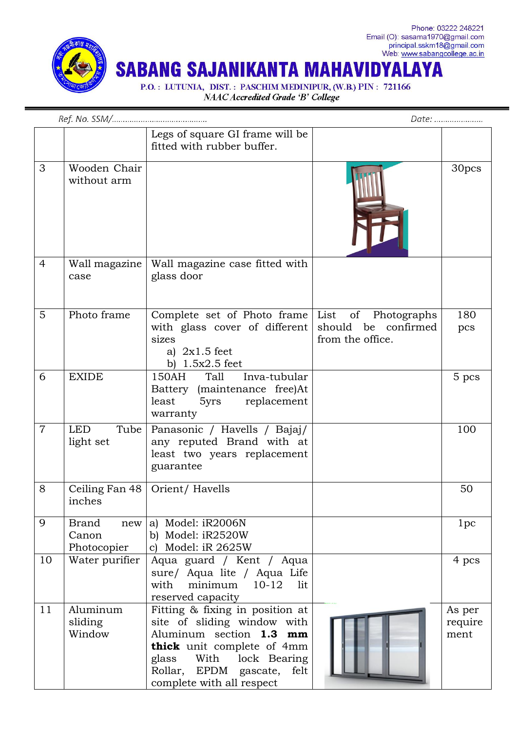# SABANG SAJANIKANTA MAHAVIDYALAYA

Phone: 03222 248221
Email (O): sasama1970@gmail.com
principal.sskm18@gmail.com
Web: www.sabangcollege.ac.in

P.O. : LUTUNIA, DIST. : PASCHIM MEDINIPUR, (W.B.) PIN : 721166

*NAAC Accredited Grade 'B' College*

Ref. No. SSM/........................................ Date: .....................

| | | | | |
|---|---|---|---|---|
| | | Legs of square GI frame will be fitted with rubber buffer. | | |
| 3 | Wooden Chair without arm | | | 30pcs |
| 4 | Wall magazine case | Wall magazine case fitted with glass door | | |
| 5 | Photo frame | Complete set of Photo frame with glass cover of different sizes<br>a) 2x1.5 feet<br>b) 1.5x2.5 feet | List of Photographs should be confirmed from the office. | 180 pcs |
| 6 | EXIDE | 150AH Tall Inva-tubular Battery (maintenance free)At least 5yrs replacement warranty | | 5 pcs |
| 7 | LED Tube light set | Panasonic / Havells / Bajaj/ any reputed Brand with at least two years replacement guarantee | | 100 |
| 8 | Ceiling Fan 48 inches | Orient/ Havells | | 50 |
| 9 | Brand new Canon Photocopier | a) Model: iR2006N<br>b) Model: iR2520W<br>c) Model: iR 2625W | | 1pc |
| 10 | Water purifier | Aqua guard / Kent / Aqua sure/ Aqua lite / Aqua Life with minimum 10-12 lit reserved capacity | | 4 pcs |
| 11 | Aluminum sliding Window | Fitting & fixing in position at site of sliding window with Aluminum section **1.3 mm thick** unit complete of 4mm glass With lock Bearing Rollar, EPDM gascate, felt complete with all respect | | As per requirement |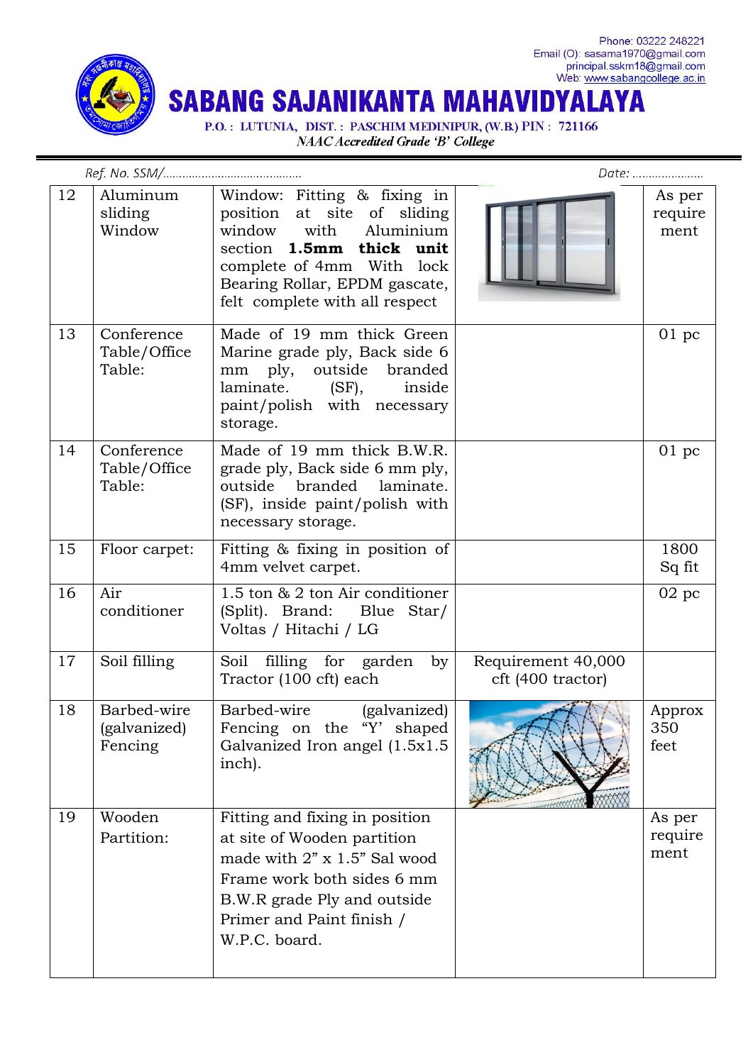# SABANG SAJANIKANTA MAHAVIDYALAYA

Phone: 03222 248221
Email (O): sasama1970@gmail.com
principal.sskm18@gmail.com
Web: www.sabangcollege.ac.in

P.O. : LUTUNIA, DIST. : PASCHIM MEDINIPUR, (W.B.) PIN : 721166
*NAAC Accredited Grade 'B' College*

*Ref. No. SSM/.........................................* *Date: .....................*

| | | | | |
|---|---|---|---|---|
| 12 | Aluminum sliding Window | Window: Fitting & fixing in position at site of sliding window with Aluminium section **1.5mm thick unit** complete of 4mm With lock Bearing Rollar, EPDM gascate, felt complete with all respect | | As per requirement |
| 13 | Conference Table/Office Table: | Made of 19 mm thick Green Marine grade ply, Back side 6 mm ply, outside branded laminate. (SF), inside paint/polish with necessary storage. | | 01 pc |
| 14 | Conference Table/Office Table: | Made of 19 mm thick B.W.R. grade ply, Back side 6 mm ply, outside branded laminate. (SF), inside paint/polish with necessary storage. | | 01 pc |
| 15 | Floor carpet: | Fitting & fixing in position of 4mm velvet carpet. | | 1800 Sq fit |
| 16 | Air conditioner | 1.5 ton & 2 ton Air conditioner (Split). Brand: Blue Star/ Voltas / Hitachi / LG | | 02 pc |
| 17 | Soil filling | Soil filling for garden by Tractor (100 cft) each | Requirement 40,000 cft (400 tractor) | |
| 18 | Barbed-wire (galvanized) Fencing | Barbed-wire (galvanized) Fencing on the "Y' shaped Galvanized Iron angel (1.5x1.5 inch). | | Approx 350 feet |
| 19 | Wooden Partition: | Fitting and fixing in position at site of Wooden partition made with 2" x 1.5" Sal wood Frame work both sides 6 mm B.W.R grade Ply and outside Primer and Paint finish / W.P.C. board. | | As per requirement |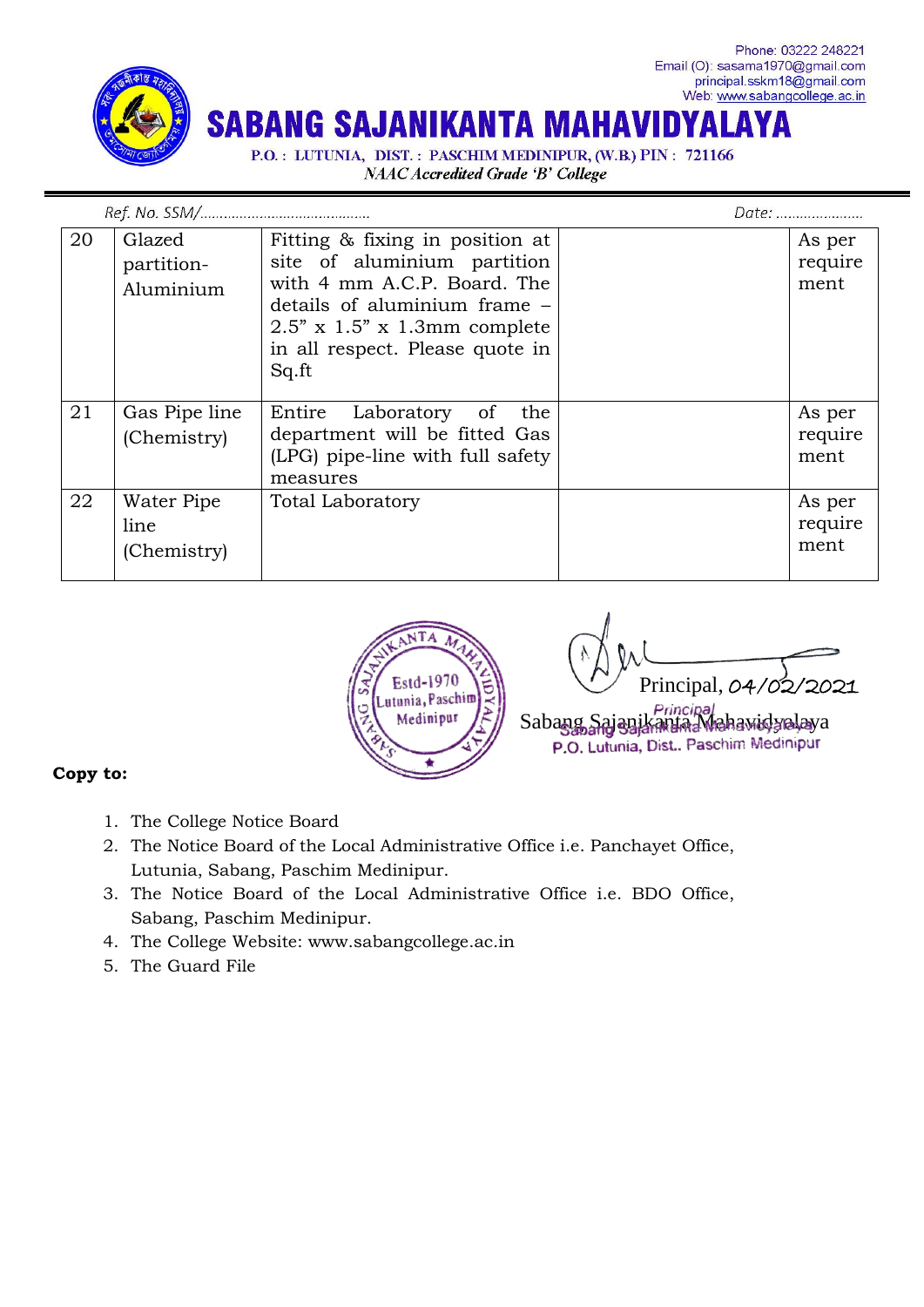# SABANG SAJANIKANTA MAHAVIDYALAYA

Phone: 03222 248221
Email (O): sasama1970@gmail.com
principal.sskm18@gmail.com
Web: www.sabangcollege.ac.in

P.O. : LUTUNIA, DIST. : PASCHIM MEDINIPUR, (W.B.) PIN : 721166

*NAAC Accredited Grade 'B' College*

*Ref. No. SSM/..........................................* *Date: ......................*

| | | | | |
|---|---|---|---|---|
| 20 | Glazed partition-Aluminium | Fitting & fixing in position at site of aluminium partition with 4 mm A.C.P. Board. The details of aluminium frame – 2.5" x 1.5" x 1.3mm complete in all respect. Please quote in Sq.ft | | As per requirement |
| 21 | Gas Pipe line (Chemistry) | Entire Laboratory of the department will be fitted Gas (LPG) pipe-line with full safety measures | | As per requirement |
| 22 | Water Pipe line (Chemistry) | Total Laboratory | | As per requirement |

Principal, 04/02/2021
Sabang Sajanikanta Mahavidyalaya

**Copy to:**

1. The College Notice Board
2. The Notice Board of the Local Administrative Office i.e. Panchayet Office, Lutunia, Sabang, Paschim Medinipur.
3. The Notice Board of the Local Administrative Office i.e. BDO Office, Sabang, Paschim Medinipur.
4. The College Website: www.sabangcollege.ac.in
5. The Guard File